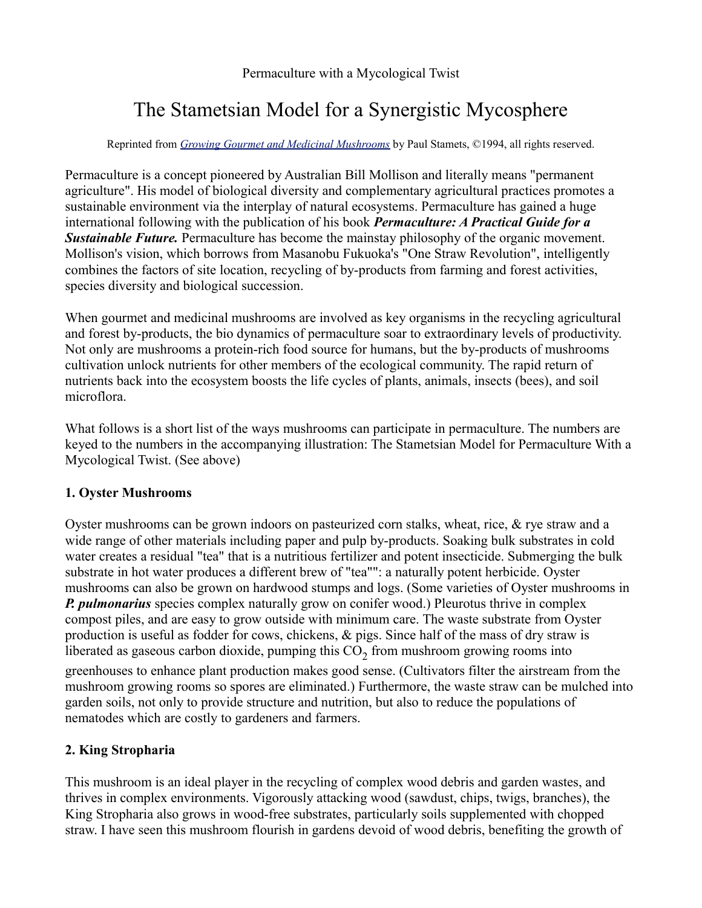Permaculture with a Mycological Twist

# The Stametsian Model for a Synergistic Mycosphere

Reprinted from *Growing Gourmet and Medicinal Mushrooms* by Paul Stamets, ©1994, all rights reserved.

Permaculture is a concept pioneered by Australian Bill Mollison and literally means "permanent agriculture". His model of biological diversity and complementary agricultural practices promotes a sustainable environment via the interplay of natural ecosystems. Permaculture has gained a huge international following with the publication of his book ***Permaculture: A Practical Guide for a Sustainable Future.*** Permaculture has become the mainstay philosophy of the organic movement. Mollison's vision, which borrows from Masanobu Fukuoka's "One Straw Revolution", intelligently combines the factors of site location, recycling of by-products from farming and forest activities, species diversity and biological succession.

When gourmet and medicinal mushrooms are involved as key organisms in the recycling agricultural and forest by-products, the bio dynamics of permaculture soar to extraordinary levels of productivity. Not only are mushrooms a protein-rich food source for humans, but the by-products of mushrooms cultivation unlock nutrients for other members of the ecological community. The rapid return of nutrients back into the ecosystem boosts the life cycles of plants, animals, insects (bees), and soil microflora.

What follows is a short list of the ways mushrooms can participate in permaculture. The numbers are keyed to the numbers in the accompanying illustration: The Stametsian Model for Permaculture With a Mycological Twist. (See above)

### 1. Oyster Mushrooms

Oyster mushrooms can be grown indoors on pasteurized corn stalks, wheat, rice, & rye straw and a wide range of other materials including paper and pulp by-products. Soaking bulk substrates in cold water creates a residual "tea" that is a nutritious fertilizer and potent insecticide. Submerging the bulk substrate in hot water produces a different brew of "tea"": a naturally potent herbicide. Oyster mushrooms can also be grown on hardwood stumps and logs. (Some varieties of Oyster mushrooms in ***P. pulmonarius*** species complex naturally grow on conifer wood.) Pleurotus thrive in complex compost piles, and are easy to grow outside with minimum care. The waste substrate from Oyster production is useful as fodder for cows, chickens, & pigs. Since half of the mass of dry straw is liberated as gaseous carbon dioxide, pumping this $CO_2$ from mushroom growing rooms into greenhouses to enhance plant production makes good sense. (Cultivators filter the airstream from the mushroom growing rooms so spores are eliminated.) Furthermore, the waste straw can be mulched into garden soils, not only to provide structure and nutrition, but also to reduce the populations of nematodes which are costly to gardeners and farmers.

### 2. King Stropharia

This mushroom is an ideal player in the recycling of complex wood debris and garden wastes, and thrives in complex environments. Vigorously attacking wood (sawdust, chips, twigs, branches), the King Stropharia also grows in wood-free substrates, particularly soils supplemented with chopped straw. I have seen this mushroom flourish in gardens devoid of wood debris, benefiting the growth of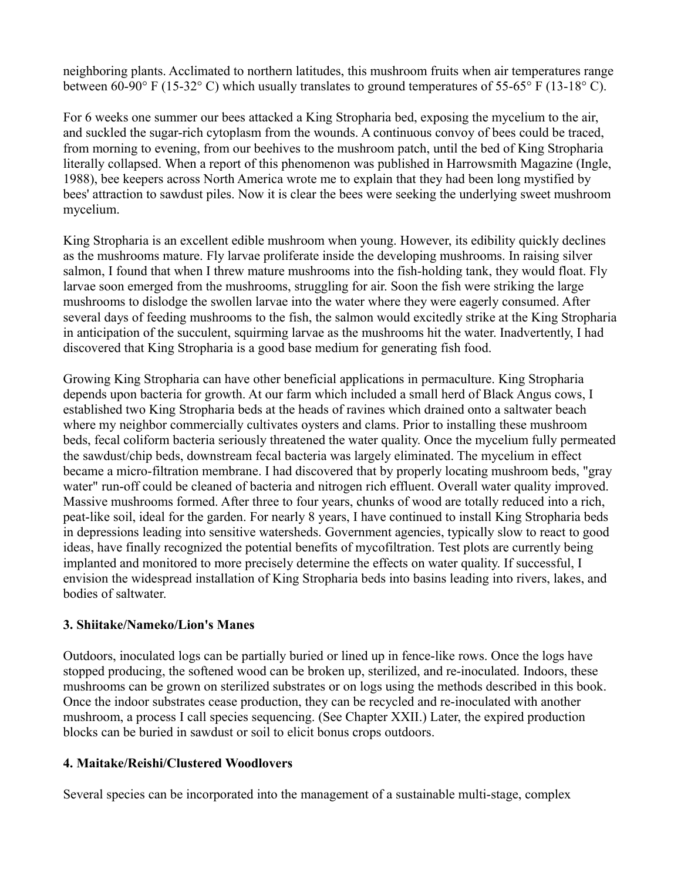neighboring plants. Acclimated to northern latitudes, this mushroom fruits when air temperatures range between 60-90° F (15-32° C) which usually translates to ground temperatures of 55-65° F (13-18° C).

For 6 weeks one summer our bees attacked a King Stropharia bed, exposing the mycelium to the air, and suckled the sugar-rich cytoplasm from the wounds. A continuous convoy of bees could be traced, from morning to evening, from our beehives to the mushroom patch, until the bed of King Stropharia literally collapsed. When a report of this phenomenon was published in Harrowsmith Magazine (Ingle, 1988), bee keepers across North America wrote me to explain that they had been long mystified by bees' attraction to sawdust piles. Now it is clear the bees were seeking the underlying sweet mushroom mycelium.

King Stropharia is an excellent edible mushroom when young. However, its edibility quickly declines as the mushrooms mature. Fly larvae proliferate inside the developing mushrooms. In raising silver salmon, I found that when I threw mature mushrooms into the fish-holding tank, they would float. Fly larvae soon emerged from the mushrooms, struggling for air. Soon the fish were striking the large mushrooms to dislodge the swollen larvae into the water where they were eagerly consumed. After several days of feeding mushrooms to the fish, the salmon would excitedly strike at the King Stropharia in anticipation of the succulent, squirming larvae as the mushrooms hit the water. Inadvertently, I had discovered that King Stropharia is a good base medium for generating fish food.

Growing King Stropharia can have other beneficial applications in permaculture. King Stropharia depends upon bacteria for growth. At our farm which included a small herd of Black Angus cows, I established two King Stropharia beds at the heads of ravines which drained onto a saltwater beach where my neighbor commercially cultivates oysters and clams. Prior to installing these mushroom beds, fecal coliform bacteria seriously threatened the water quality. Once the mycelium fully permeated the sawdust/chip beds, downstream fecal bacteria was largely eliminated. The mycelium in effect became a micro-filtration membrane. I had discovered that by properly locating mushroom beds, "gray water" run-off could be cleaned of bacteria and nitrogen rich effluent. Overall water quality improved. Massive mushrooms formed. After three to four years, chunks of wood are totally reduced into a rich, peat-like soil, ideal for the garden. For nearly 8 years, I have continued to install King Stropharia beds in depressions leading into sensitive watersheds. Government agencies, typically slow to react to good ideas, have finally recognized the potential benefits of mycofiltration. Test plots are currently being implanted and monitored to more precisely determine the effects on water quality. If successful, I envision the widespread installation of King Stropharia beds into basins leading into rivers, lakes, and bodies of saltwater.

### 3. Shiitake/Nameko/Lion's Manes

Outdoors, inoculated logs can be partially buried or lined up in fence-like rows. Once the logs have stopped producing, the softened wood can be broken up, sterilized, and re-inoculated. Indoors, these mushrooms can be grown on sterilized substrates or on logs using the methods described in this book. Once the indoor substrates cease production, they can be recycled and re-inoculated with another mushroom, a process I call species sequencing. (See Chapter XXII.) Later, the expired production blocks can be buried in sawdust or soil to elicit bonus crops outdoors.

### 4. Maitake/Reishi/Clustered Woodlovers

Several species can be incorporated into the management of a sustainable multi-stage, complex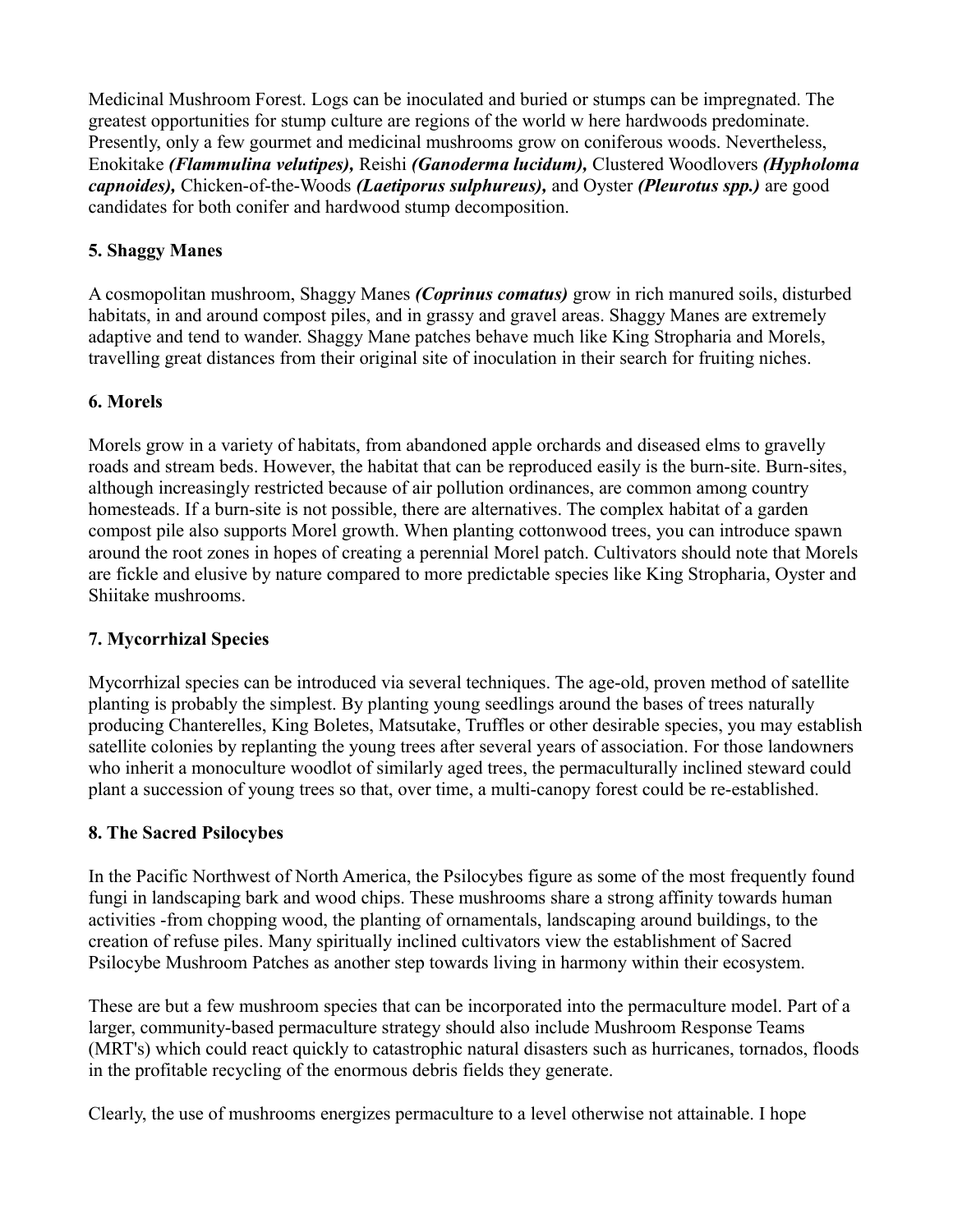Medicinal Mushroom Forest. Logs can be inoculated and buried or stumps can be impregnated. The greatest opportunities for stump culture are regions of the world w here hardwoods predominate. Presently, only a few gourmet and medicinal mushrooms grow on coniferous woods. Nevertheless, Enokitake ***(Flammulina velutipes),*** Reishi ***(Ganoderma lucidum),*** Clustered Woodlovers ***(Hypholoma capnoides),*** Chicken-of-the-Woods ***(Laetiporus sulphureus),*** and Oyster ***(Pleurotus spp.)*** are good candidates for both conifer and hardwood stump decomposition.

**5. Shaggy Manes**

A cosmopolitan mushroom, Shaggy Manes ***(Coprinus comatus)*** grow in rich manured soils, disturbed habitats, in and around compost piles, and in grassy and gravel areas. Shaggy Manes are extremely adaptive and tend to wander. Shaggy Mane patches behave much like King Stropharia and Morels, travelling great distances from their original site of inoculation in their search for fruiting niches.

**6. Morels**

Morels grow in a variety of habitats, from abandoned apple orchards and diseased elms to gravelly roads and stream beds. However, the habitat that can be reproduced easily is the burn-site. Burn-sites, although increasingly restricted because of air pollution ordinances, are common among country homesteads. If a burn-site is not possible, there are alternatives. The complex habitat of a garden compost pile also supports Morel growth. When planting cottonwood trees, you can introduce spawn around the root zones in hopes of creating a perennial Morel patch. Cultivators should note that Morels are fickle and elusive by nature compared to more predictable species like King Stropharia, Oyster and Shiitake mushrooms.

**7. Mycorrhizal Species**

Mycorrhizal species can be introduced via several techniques. The age-old, proven method of satellite planting is probably the simplest. By planting young seedlings around the bases of trees naturally producing Chanterelles, King Boletes, Matsutake, Truffles or other desirable species, you may establish satellite colonies by replanting the young trees after several years of association. For those landowners who inherit a monoculture woodlot of similarly aged trees, the permaculturally inclined steward could plant a succession of young trees so that, over time, a multi-canopy forest could be re-established.

**8. The Sacred Psilocybes**

In the Pacific Northwest of North America, the Psilocybes figure as some of the most frequently found fungi in landscaping bark and wood chips. These mushrooms share a strong affinity towards human activities -from chopping wood, the planting of ornamentals, landscaping around buildings, to the creation of refuse piles. Many spiritually inclined cultivators view the establishment of Sacred Psilocybe Mushroom Patches as another step towards living in harmony within their ecosystem.

These are but a few mushroom species that can be incorporated into the permaculture model. Part of a larger, community-based permaculture strategy should also include Mushroom Response Teams (MRT's) which could react quickly to catastrophic natural disasters such as hurricanes, tornados, floods in the profitable recycling of the enormous debris fields they generate.

Clearly, the use of mushrooms energizes permaculture to a level otherwise not attainable. I hope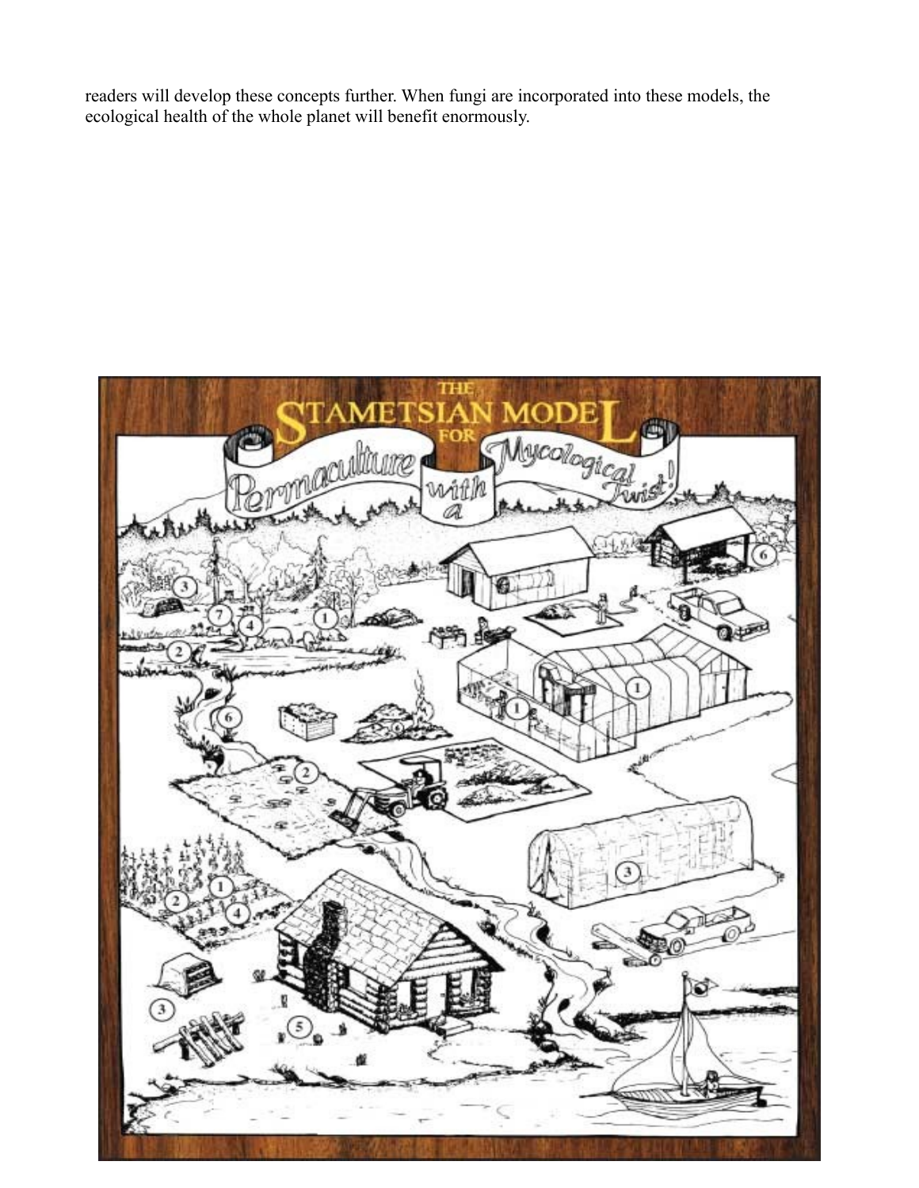readers will develop these concepts further. When fungi are incorporated into these models, the ecological health of the whole planet will benefit enormously.